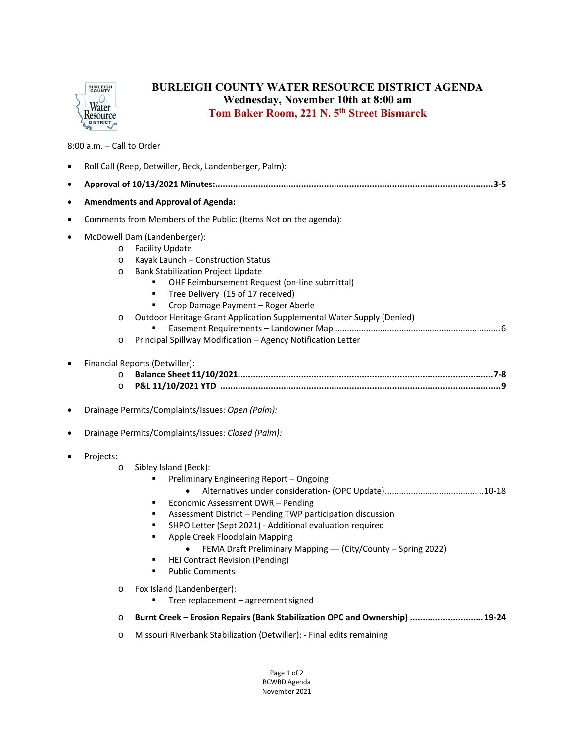# BURLEIGH COUNTY WATER RESOURCE DISTRICT AGENDA

## Wednesday, November 10th at 8:00 am

## Tom Baker Room, 221 N. 5th Street Bismarck

8:00 a.m. – Call to Order

- Roll Call (Reep, Detwiller, Beck, Landenberger, Palm):
- **Approval of 10/13/2021 Minutes:...................................................3-5**
- **Amendments and Approval of Agenda:**
- Comments from Members of the Public: (Items Not on the agenda):
- McDowell Dam (Landenberger):
  - Facility Update
  - Kayak Launch – Construction Status
  - Bank Stabilization Project Update
    - OHF Reimbursement Request (on-line submittal)
    - Tree Delivery (15 of 17 received)
    - Crop Damage Payment – Roger Aberle
  - Outdoor Heritage Grant Application Supplemental Water Supply (Denied)
    - Easement Requirements – Landowner Map ....................................6
  - Principal Spillway Modification – Agency Notification Letter
- Financial Reports (Detwiller):
  - **Balance Sheet 11/10/2021...................................................7-8**
  - **P&L 11/10/2021 YTD ...................................................9**
- Drainage Permits/Complaints/Issues: *Open (Palm):*
- Drainage Permits/Complaints/Issues: Closed *(Palm):*
- Projects:
  - Sibley Island (Beck):
    - Preliminary Engineering Report – Ongoing
      - Alternatives under consideration- (OPC Update)..............................10-18
    - Economic Assessment DWR – Pending
    - Assessment District – Pending TWP participation discussion
    - SHPO Letter (Sept 2021) - Additional evaluation required
    - Apple Creek Floodplain Mapping
      - FEMA Draft Preliminary Mapping –– (City/County – Spring 2022)
    - HEI Contract Revision (Pending)
    - Public Comments
  - Fox Island (Landenberger):
    - Tree replacement – agreement signed
  - **Burnt Creek – Erosion Repairs (Bank Stabilization OPC and Ownership) ..........................19-24**
  - Missouri Riverbank Stabilization (Detwiller): - Final edits remaining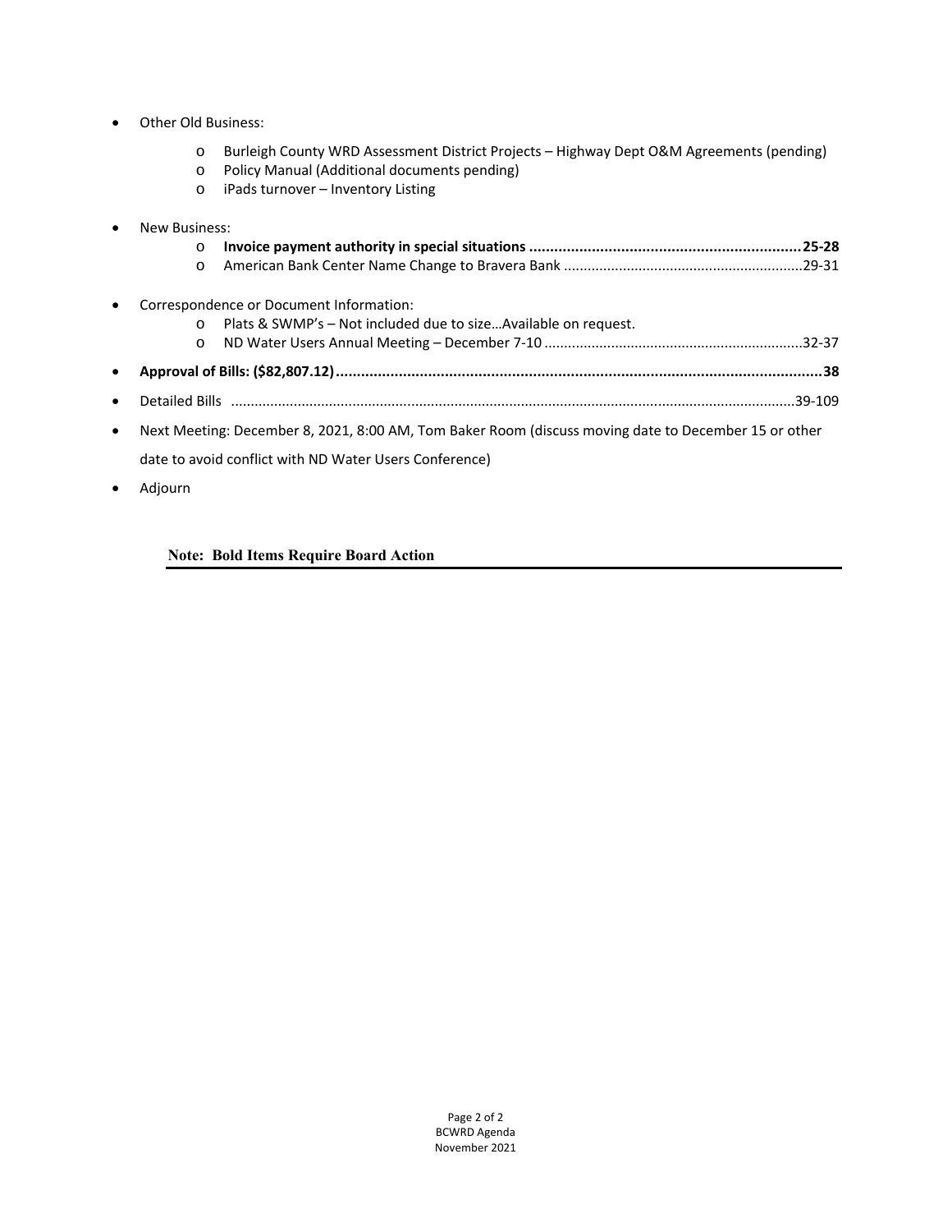- Other Old Business:
  - Burleigh County WRD Assessment District Projects – Highway Dept O&M Agreements (pending)
  - Policy Manual (Additional documents pending)
  - iPads turnover – Inventory Listing

- New Business:
  - **Invoice payment authority in special situations ................................................................. 25-28**
  - American Bank Center Name Change to Bravera Bank ............................................................29-31

- Correspondence or Document Information:
  - Plats & SWMP's – Not included due to size…Available on request.
  - ND Water Users Annual Meeting – December 7-10 .................................................................32-37

- **Approval of Bills: ($82,807.12)................................................................................................................38**

- Detailed Bills .............................................................................................................................................39-109

- Next Meeting: December 8, 2021, 8:00 AM, Tom Baker Room (discuss moving date to December 15 or other date to avoid conflict with ND Water Users Conference)

- Adjourn

**Note: Bold Items Require Board Action**